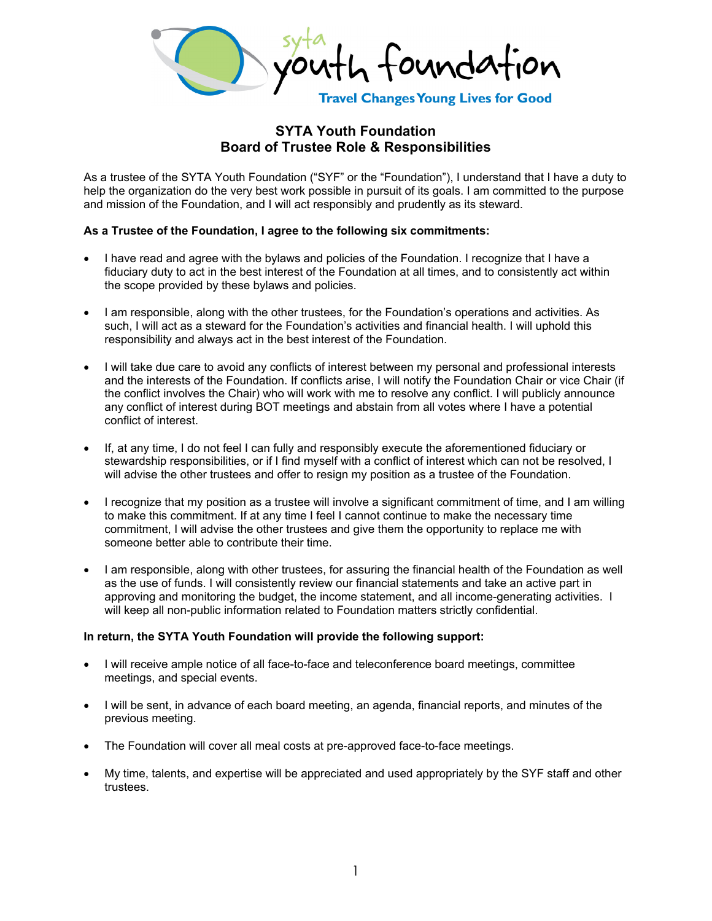# SYTA Youth Foundation
## Board of Trustee Role & Responsibilities

As a trustee of the SYTA Youth Foundation ("SYF" or the "Foundation"), I understand that I have a duty to help the organization do the very best work possible in pursuit of its goals. I am committed to the purpose and mission of the Foundation, and I will act responsibly and prudently as its steward.

**As a Trustee of the Foundation, I agree to the following six commitments:**

- I have read and agree with the bylaws and policies of the Foundation. I recognize that I have a fiduciary duty to act in the best interest of the Foundation at all times, and to consistently act within the scope provided by these bylaws and policies.

- I am responsible, along with the other trustees, for the Foundation's operations and activities. As such, I will act as a steward for the Foundation's activities and financial health. I will uphold this responsibility and always act in the best interest of the Foundation.

- I will take due care to avoid any conflicts of interest between my personal and professional interests and the interests of the Foundation. If conflicts arise, I will notify the Foundation Chair or vice Chair (if the conflict involves the Chair) who will work with me to resolve any conflict. I will publicly announce any conflict of interest during BOT meetings and abstain from all votes where I have a potential conflict of interest.

- If, at any time, I do not feel I can fully and responsibly execute the aforementioned fiduciary or stewardship responsibilities, or if I find myself with a conflict of interest which can not be resolved, I will advise the other trustees and offer to resign my position as a trustee of the Foundation.

- I recognize that my position as a trustee will involve a significant commitment of time, and I am willing to make this commitment. If at any time I feel I cannot continue to make the necessary time commitment, I will advise the other trustees and give them the opportunity to replace me with someone better able to contribute their time.

- I am responsible, along with other trustees, for assuring the financial health of the Foundation as well as the use of funds. I will consistently review our financial statements and take an active part in approving and monitoring the budget, the income statement, and all income-generating activities. I will keep all non-public information related to Foundation matters strictly confidential.

**In return, the SYTA Youth Foundation will provide the following support:**

- I will receive ample notice of all face-to-face and teleconference board meetings, committee meetings, and special events.

- I will be sent, in advance of each board meeting, an agenda, financial reports, and minutes of the previous meeting.

- The Foundation will cover all meal costs at pre-approved face-to-face meetings.

- My time, talents, and expertise will be appreciated and used appropriately by the SYF staff and other trustees.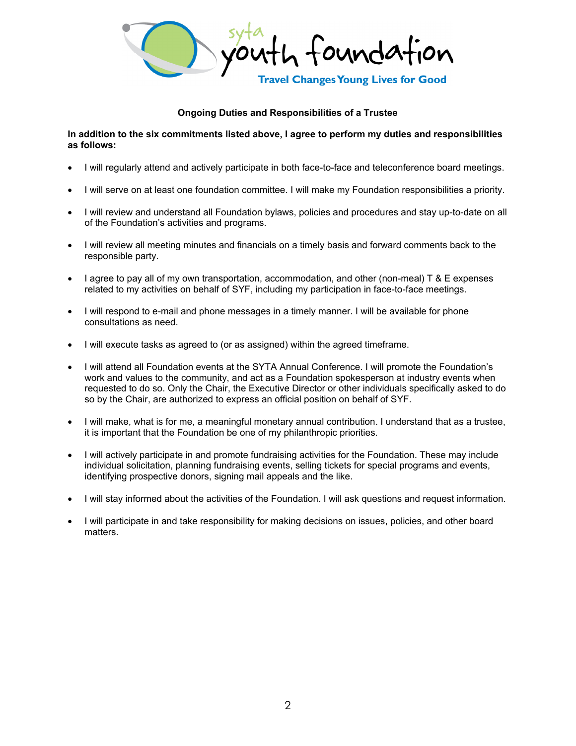syta youth foundation

Travel Changes Young Lives for Good

**Ongoing Duties and Responsibilities of a Trustee**

**In addition to the six commitments listed above, I agree to perform my duties and responsibilities as follows:**

- I will regularly attend and actively participate in both face-to-face and teleconference board meetings.
- I will serve on at least one foundation committee. I will make my Foundation responsibilities a priority.
- I will review and understand all Foundation bylaws, policies and procedures and stay up-to-date on all of the Foundation's activities and programs.
- I will review all meeting minutes and financials on a timely basis and forward comments back to the responsible party.
- I agree to pay all of my own transportation, accommodation, and other (non-meal) T & E expenses related to my activities on behalf of SYF, including my participation in face-to-face meetings.
- I will respond to e-mail and phone messages in a timely manner. I will be available for phone consultations as need.
- I will execute tasks as agreed to (or as assigned) within the agreed timeframe.
- I will attend all Foundation events at the SYTA Annual Conference. I will promote the Foundation's work and values to the community, and act as a Foundation spokesperson at industry events when requested to do so. Only the Chair, the Executive Director or other individuals specifically asked to do so by the Chair, are authorized to express an official position on behalf of SYF.
- I will make, what is for me, a meaningful monetary annual contribution. I understand that as a trustee, it is important that the Foundation be one of my philanthropic priorities.
- I will actively participate in and promote fundraising activities for the Foundation. These may include individual solicitation, planning fundraising events, selling tickets for special programs and events, identifying prospective donors, signing mail appeals and the like.
- I will stay informed about the activities of the Foundation. I will ask questions and request information.
- I will participate in and take responsibility for making decisions on issues, policies, and other board matters.